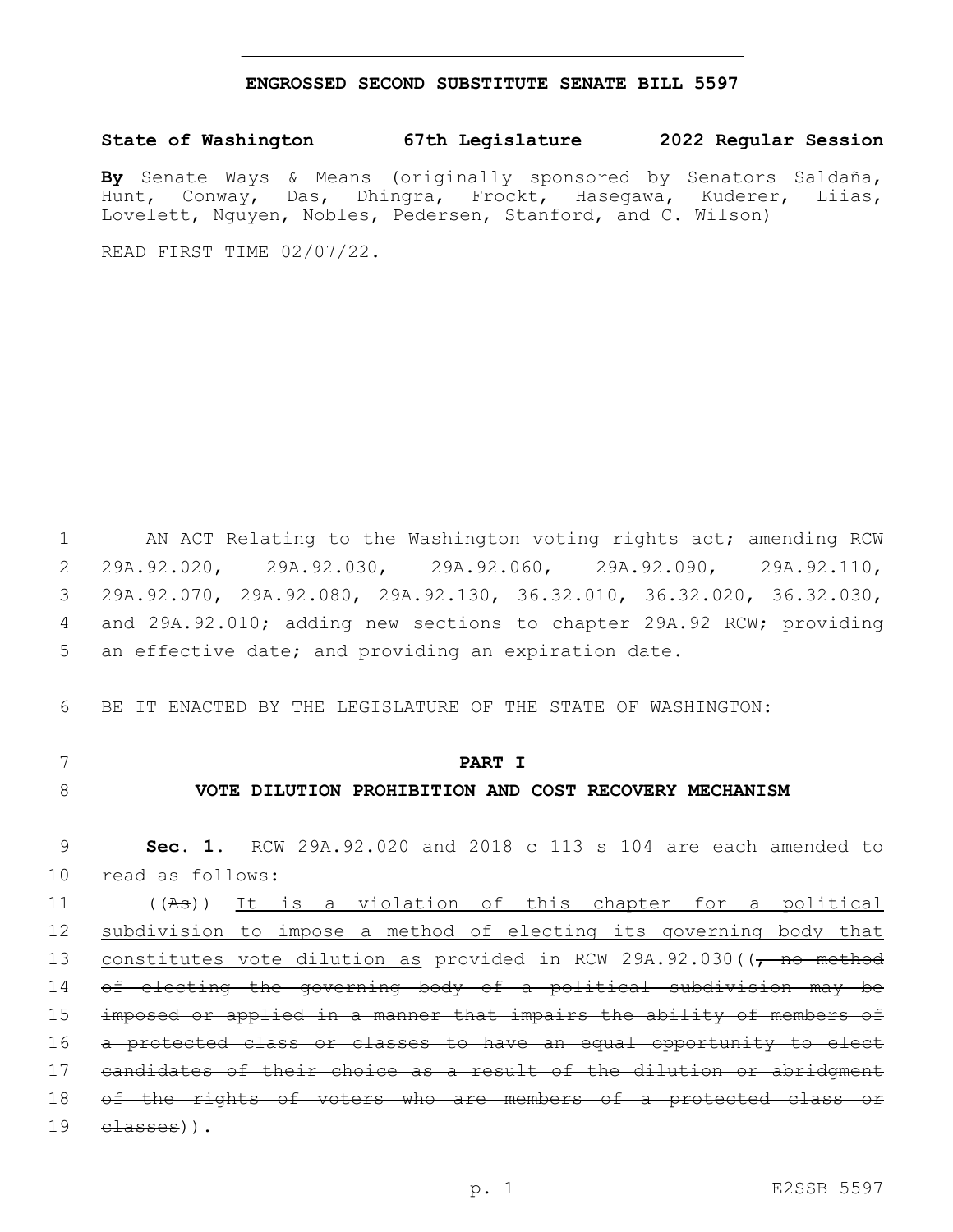# ENGROSSED SECOND SUBSTITUTE SENATE BILL 5597

**State of Washington 67th Legislature 2022 Regular Session**

**By** Senate Ways & Means (originally sponsored by Senators Saldaña, Hunt, Conway, Das, Dhingra, Frockt, Hasegawa, Kuderer, Liias, Lovelett, Nguyen, Nobles, Pedersen, Stanford, and C. Wilson)

READ FIRST TIME 02/07/22.

AN ACT Relating to the Washington voting rights act; amending RCW 29A.92.020, 29A.92.030, 29A.92.060, 29A.92.090, 29A.92.110, 29A.92.070, 29A.92.080, 29A.92.130, 36.32.010, 36.32.020, 36.32.030, and 29A.92.010; adding new sections to chapter 29A.92 RCW; providing an effective date; and providing an expiration date.

BE IT ENACTED BY THE LEGISLATURE OF THE STATE OF WASHINGTON:

## PART I

## VOTE DILUTION PROHIBITION AND COST RECOVERY MECHANISM

**Sec. 1.** RCW 29A.92.020 and 2018 c 113 s 104 are each amended to read as follows:

((~~As~~)) It is a violation of this chapter for a political subdivision to impose a method of electing its governing body that constitutes vote dilution as provided in RCW 29A.92.030((~~, no method of electing the governing body of a political subdivision may be imposed or applied in a manner that impairs the ability of members of a protected class or classes to have an equal opportunity to elect candidates of their choice as a result of the dilution or abridgment of the rights of voters who are members of a protected class or classes~~)).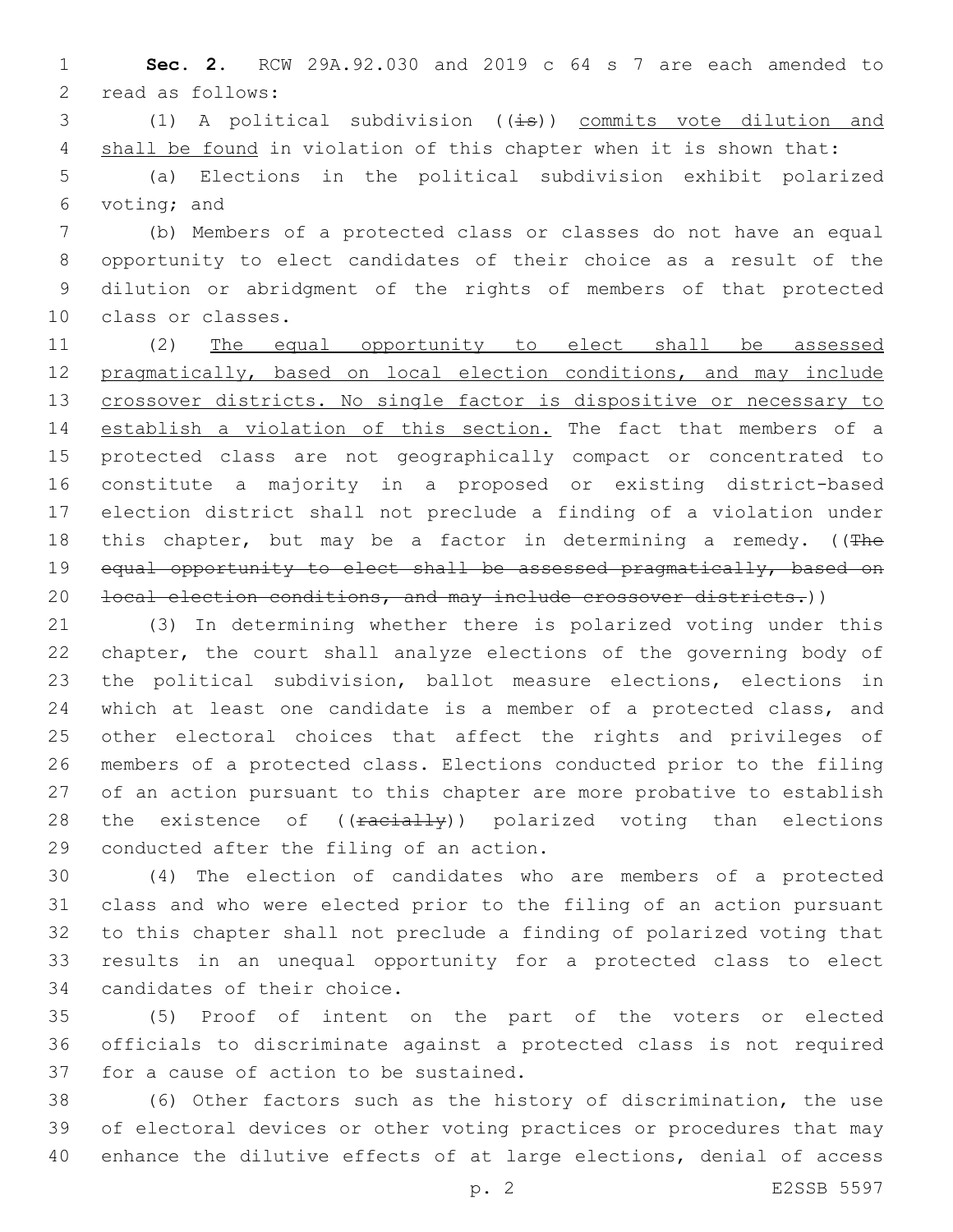**Sec. 2.** RCW 29A.92.030 and 2019 c 64 s 7 are each amended to read as follows:

(1) A political subdivision ((~~is~~)) <u>commits vote dilution and shall be found</u> in violation of this chapter when it is shown that:

(a) Elections in the political subdivision exhibit polarized voting; and

(b) Members of a protected class or classes do not have an equal opportunity to elect candidates of their choice as a result of the dilution or abridgment of the rights of members of that protected class or classes.

(2) <u>The equal opportunity to elect shall be assessed pragmatically, based on local election conditions, and may include crossover districts. No single factor is dispositive or necessary to establish a violation of this section.</u> The fact that members of a protected class are not geographically compact or concentrated to constitute a majority in a proposed or existing district-based election district shall not preclude a finding of a violation under this chapter, but may be a factor in determining a remedy. ((~~The equal opportunity to elect shall be assessed pragmatically, based on local election conditions, and may include crossover districts.~~))

(3) In determining whether there is polarized voting under this chapter, the court shall analyze elections of the governing body of the political subdivision, ballot measure elections, elections in which at least one candidate is a member of a protected class, and other electoral choices that affect the rights and privileges of members of a protected class. Elections conducted prior to the filing of an action pursuant to this chapter are more probative to establish the existence of ((~~racially~~)) polarized voting than elections conducted after the filing of an action.

(4) The election of candidates who are members of a protected class and who were elected prior to the filing of an action pursuant to this chapter shall not preclude a finding of polarized voting that results in an unequal opportunity for a protected class to elect candidates of their choice.

(5) Proof of intent on the part of the voters or elected officials to discriminate against a protected class is not required for a cause of action to be sustained.

(6) Other factors such as the history of discrimination, the use of electoral devices or other voting practices or procedures that may enhance the dilutive effects of at large elections, denial of access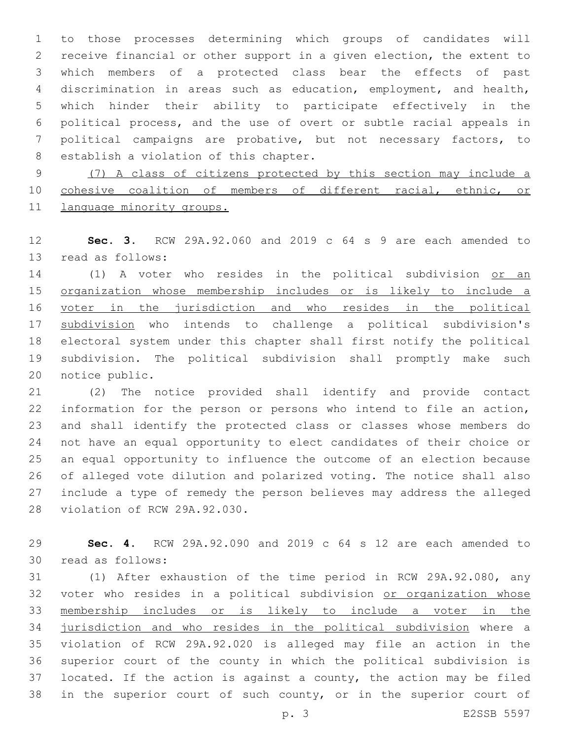to those processes determining which groups of candidates will receive financial or other support in a given election, the extent to which members of a protected class bear the effects of past discrimination in areas such as education, employment, and health, which hinder their ability to participate effectively in the political process, and the use of overt or subtle racial appeals in political campaigns are probative, but not necessary factors, to establish a violation of this chapter.

(7) A class of citizens protected by this section may include a cohesive coalition of members of different racial, ethnic, or language minority groups.

**Sec. 3.** RCW 29A.92.060 and 2019 c 64 s 9 are each amended to read as follows:

(1) A voter who resides in the political subdivision or an organization whose membership includes or is likely to include a voter in the jurisdiction and who resides in the political subdivision who intends to challenge a political subdivision's electoral system under this chapter shall first notify the political subdivision. The political subdivision shall promptly make such notice public.

(2) The notice provided shall identify and provide contact information for the person or persons who intend to file an action, and shall identify the protected class or classes whose members do not have an equal opportunity to elect candidates of their choice or an equal opportunity to influence the outcome of an election because of alleged vote dilution and polarized voting. The notice shall also include a type of remedy the person believes may address the alleged violation of RCW 29A.92.030.

**Sec. 4.** RCW 29A.92.090 and 2019 c 64 s 12 are each amended to read as follows:

(1) After exhaustion of the time period in RCW 29A.92.080, any voter who resides in a political subdivision or organization whose membership includes or is likely to include a voter in the jurisdiction and who resides in the political subdivision where a violation of RCW 29A.92.020 is alleged may file an action in the superior court of the county in which the political subdivision is located. If the action is against a county, the action may be filed in the superior court of such county, or in the superior court of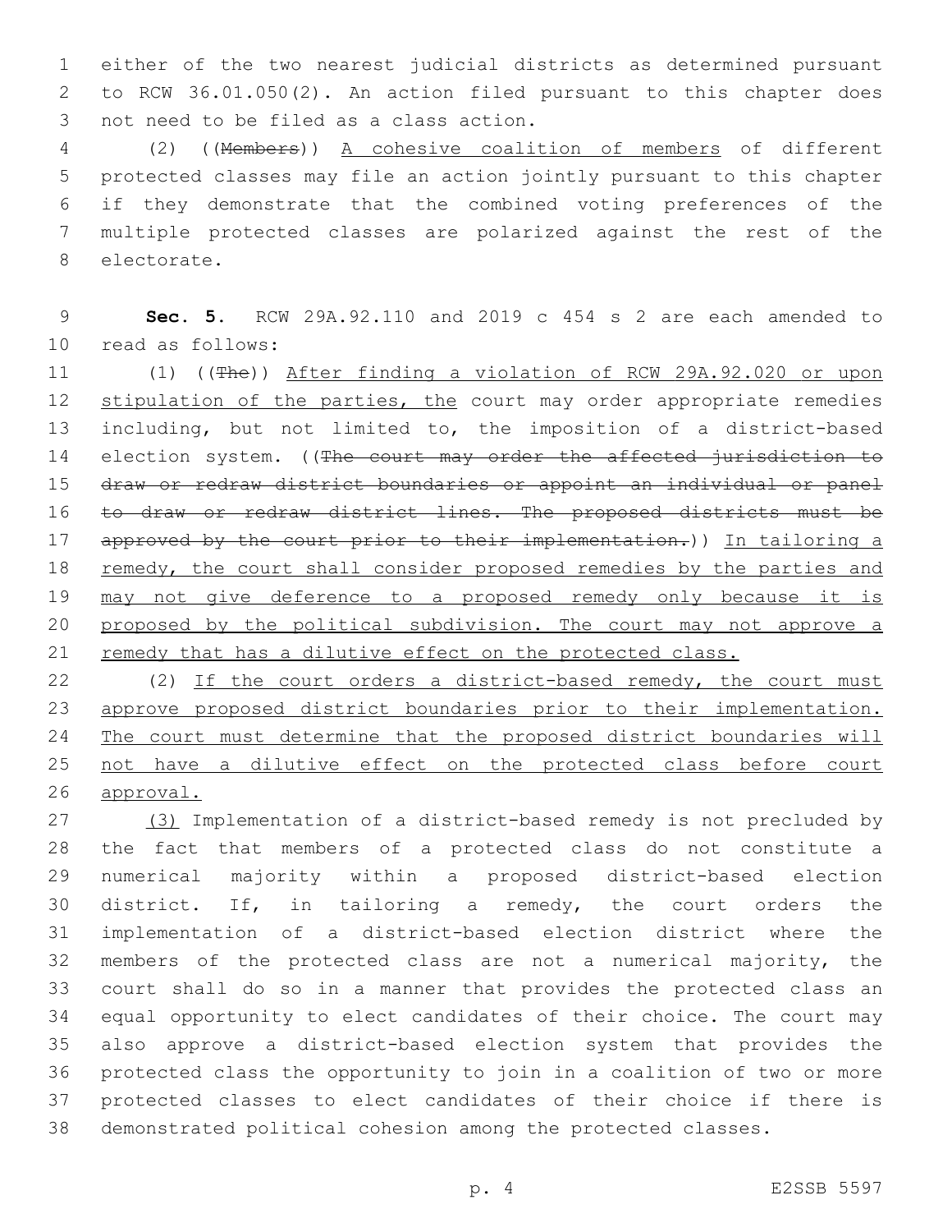either of the two nearest judicial districts as determined pursuant to RCW 36.01.050(2). An action filed pursuant to this chapter does not need to be filed as a class action.

(2) ((~~Members~~)) <u>A cohesive coalition of members</u> of different protected classes may file an action jointly pursuant to this chapter if they demonstrate that the combined voting preferences of the multiple protected classes are polarized against the rest of the electorate.

**Sec. 5.** RCW 29A.92.110 and 2019 c 454 s 2 are each amended to read as follows:

(1) ((~~The~~)) <u>After finding a violation of RCW 29A.92.020 or upon stipulation of the parties, the</u> court may order appropriate remedies including, but not limited to, the imposition of a district-based election system. ((~~The court may order the affected jurisdiction to draw or redraw district boundaries or appoint an individual or panel to draw or redraw district lines. The proposed districts must be approved by the court prior to their implementation.~~)) <u>In tailoring a remedy, the court shall consider proposed remedies by the parties and may not give deference to a proposed remedy only because it is proposed by the political subdivision. The court may not approve a remedy that has a dilutive effect on the protected class.</u>

(2) <u>If the court orders a district-based remedy, the court must approve proposed district boundaries prior to their implementation. The court must determine that the proposed district boundaries will not have a dilutive effect on the protected class before court approval.</u>

<u>(3)</u> Implementation of a district-based remedy is not precluded by the fact that members of a protected class do not constitute a numerical majority within a proposed district-based election district. If, in tailoring a remedy, the court orders the implementation of a district-based election district where the members of the protected class are not a numerical majority, the court shall do so in a manner that provides the protected class an equal opportunity to elect candidates of their choice. The court may also approve a district-based election system that provides the protected class the opportunity to join in a coalition of two or more protected classes to elect candidates of their choice if there is demonstrated political cohesion among the protected classes.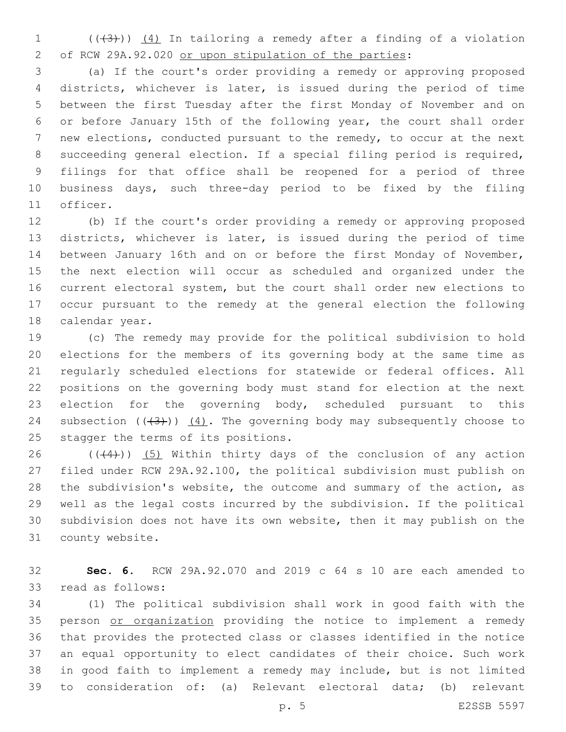(((3))) <u>(4)</u> In tailoring a remedy after a finding of a violation of RCW 29A.92.020 <u>or upon stipulation of the parties</u>:

(a) If the court's order providing a remedy or approving proposed districts, whichever is later, is issued during the period of time between the first Tuesday after the first Monday of November and on or before January 15th of the following year, the court shall order new elections, conducted pursuant to the remedy, to occur at the next succeeding general election. If a special filing period is required, filings for that office shall be reopened for a period of three business days, such three-day period to be fixed by the filing officer.

(b) If the court's order providing a remedy or approving proposed districts, whichever is later, is issued during the period of time between January 16th and on or before the first Monday of November, the next election will occur as scheduled and organized under the current electoral system, but the court shall order new elections to occur pursuant to the remedy at the general election the following calendar year.

(c) The remedy may provide for the political subdivision to hold elections for the members of its governing body at the same time as regularly scheduled elections for statewide or federal offices. All positions on the governing body must stand for election at the next election for the governing body, scheduled pursuant to this subsection (((3))) <u>(4)</u>. The governing body may subsequently choose to stagger the terms of its positions.

(((4))) <u>(5)</u> Within thirty days of the conclusion of any action filed under RCW 29A.92.100, the political subdivision must publish on the subdivision's website, the outcome and summary of the action, as well as the legal costs incurred by the subdivision. If the political subdivision does not have its own website, then it may publish on the county website.

**Sec. 6.** RCW 29A.92.070 and 2019 c 64 s 10 are each amended to read as follows:

(1) The political subdivision shall work in good faith with the person <u>or organization</u> providing the notice to implement a remedy that provides the protected class or classes identified in the notice an equal opportunity to elect candidates of their choice. Such work in good faith to implement a remedy may include, but is not limited to consideration of: (a) Relevant electoral data; (b) relevant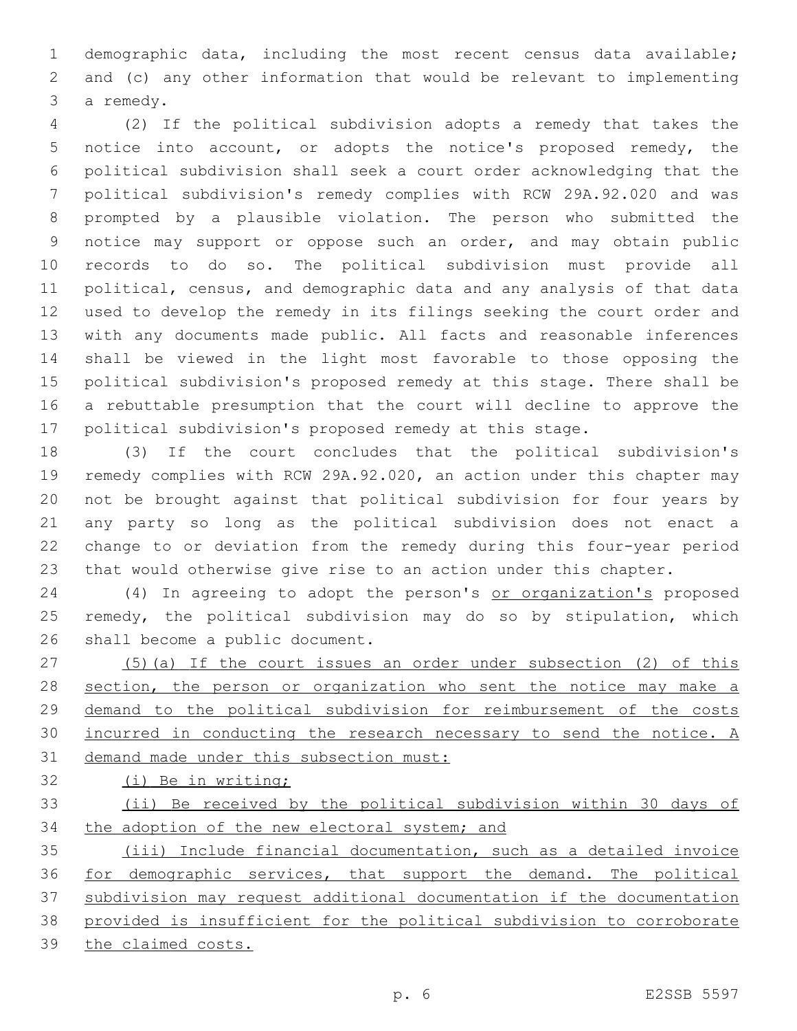demographic data, including the most recent census data available; and (c) any other information that would be relevant to implementing a remedy.

(2) If the political subdivision adopts a remedy that takes the notice into account, or adopts the notice's proposed remedy, the political subdivision shall seek a court order acknowledging that the political subdivision's remedy complies with RCW 29A.92.020 and was prompted by a plausible violation. The person who submitted the notice may support or oppose such an order, and may obtain public records to do so. The political subdivision must provide all political, census, and demographic data and any analysis of that data used to develop the remedy in its filings seeking the court order and with any documents made public. All facts and reasonable inferences shall be viewed in the light most favorable to those opposing the political subdivision's proposed remedy at this stage. There shall be a rebuttable presumption that the court will decline to approve the political subdivision's proposed remedy at this stage.

(3) If the court concludes that the political subdivision's remedy complies with RCW 29A.92.020, an action under this chapter may not be brought against that political subdivision for four years by any party so long as the political subdivision does not enact a change to or deviation from the remedy during this four-year period that would otherwise give rise to an action under this chapter.

(4) In agreeing to adopt the person's <u>or organization's</u> proposed remedy, the political subdivision may do so by stipulation, which shall become a public document.

<u>(5)(a) If the court issues an order under subsection (2) of this section, the person or organization who sent the notice may make a demand to the political subdivision for reimbursement of the costs incurred in conducting the research necessary to send the notice. A demand made under this subsection must:</u>

<u>(i) Be in writing;</u>

<u>(ii) Be received by the political subdivision within 30 days of the adoption of the new electoral system; and</u>

<u>(iii) Include financial documentation, such as a detailed invoice for demographic services, that support the demand. The political subdivision may request additional documentation if the documentation provided is insufficient for the political subdivision to corroborate the claimed costs.</u>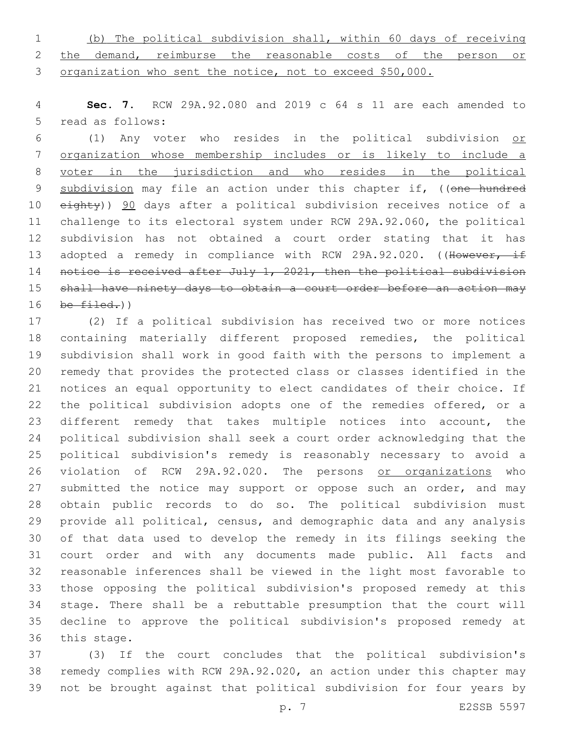(b) The political subdivision shall, within 60 days of receiving the demand, reimburse the reasonable costs of the person or organization who sent the notice, not to exceed $50,000.

**Sec. 7.** RCW 29A.92.080 and 2019 c 64 s 11 are each amended to read as follows:

(1) Any voter who resides in the political subdivision or organization whose membership includes or is likely to include a voter in the jurisdiction and who resides in the political subdivision may file an action under this chapter if, ((~~one hundred eighty~~)) 90 days after a political subdivision receives notice of a challenge to its electoral system under RCW 29A.92.060, the political subdivision has not obtained a court order stating that it has adopted a remedy in compliance with RCW 29A.92.020. ((~~However, if notice is received after July 1, 2021, then the political subdivision shall have ninety days to obtain a court order before an action may be filed.~~))

(2) If a political subdivision has received two or more notices containing materially different proposed remedies, the political subdivision shall work in good faith with the persons to implement a remedy that provides the protected class or classes identified in the notices an equal opportunity to elect candidates of their choice. If the political subdivision adopts one of the remedies offered, or a different remedy that takes multiple notices into account, the political subdivision shall seek a court order acknowledging that the political subdivision's remedy is reasonably necessary to avoid a violation of RCW 29A.92.020. The persons or organizations who submitted the notice may support or oppose such an order, and may obtain public records to do so. The political subdivision must provide all political, census, and demographic data and any analysis of that data used to develop the remedy in its filings seeking the court order and with any documents made public. All facts and reasonable inferences shall be viewed in the light most favorable to those opposing the political subdivision's proposed remedy at this stage. There shall be a rebuttable presumption that the court will decline to approve the political subdivision's proposed remedy at this stage.

(3) If the court concludes that the political subdivision's remedy complies with RCW 29A.92.020, an action under this chapter may not be brought against that political subdivision for four years by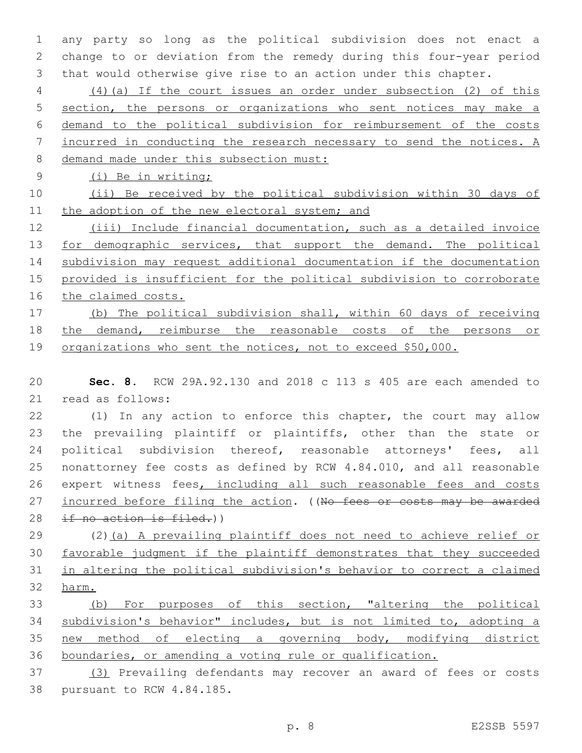any party so long as the political subdivision does not enact a change to or deviation from the remedy during this four-year period that would otherwise give rise to an action under this chapter.

(4)(a) If the court issues an order under subsection (2) of this section, the persons or organizations who sent notices may make a demand to the political subdivision for reimbursement of the costs incurred in conducting the research necessary to send the notices. A demand made under this subsection must:

(i) Be in writing;

(ii) Be received by the political subdivision within 30 days of the adoption of the new electoral system; and

(iii) Include financial documentation, such as a detailed invoice for demographic services, that support the demand. The political subdivision may request additional documentation if the documentation provided is insufficient for the political subdivision to corroborate the claimed costs.

(b) The political subdivision shall, within 60 days of receiving the demand, reimburse the reasonable costs of the persons or organizations who sent the notices, not to exceed $50,000.

**Sec. 8.** RCW 29A.92.130 and 2018 c 113 s 405 are each amended to read as follows:

(1) In any action to enforce this chapter, the court may allow the prevailing plaintiff or plaintiffs, other than the state or political subdivision thereof, reasonable attorneys' fees, all nonattorney fee costs as defined by RCW 4.84.010, and all reasonable expert witness fees, including all such reasonable fees and costs incurred before filing the action. ((~~No fees or costs may be awarded if no action is filed.~~))

(2)(a) A prevailing plaintiff does not need to achieve relief or favorable judgment if the plaintiff demonstrates that they succeeded in altering the political subdivision's behavior to correct a claimed harm.

(b) For purposes of this section, "altering the political subdivision's behavior" includes, but is not limited to, adopting a new method of electing a governing body, modifying district boundaries, or amending a voting rule or qualification.

(3) Prevailing defendants may recover an award of fees or costs pursuant to RCW 4.84.185.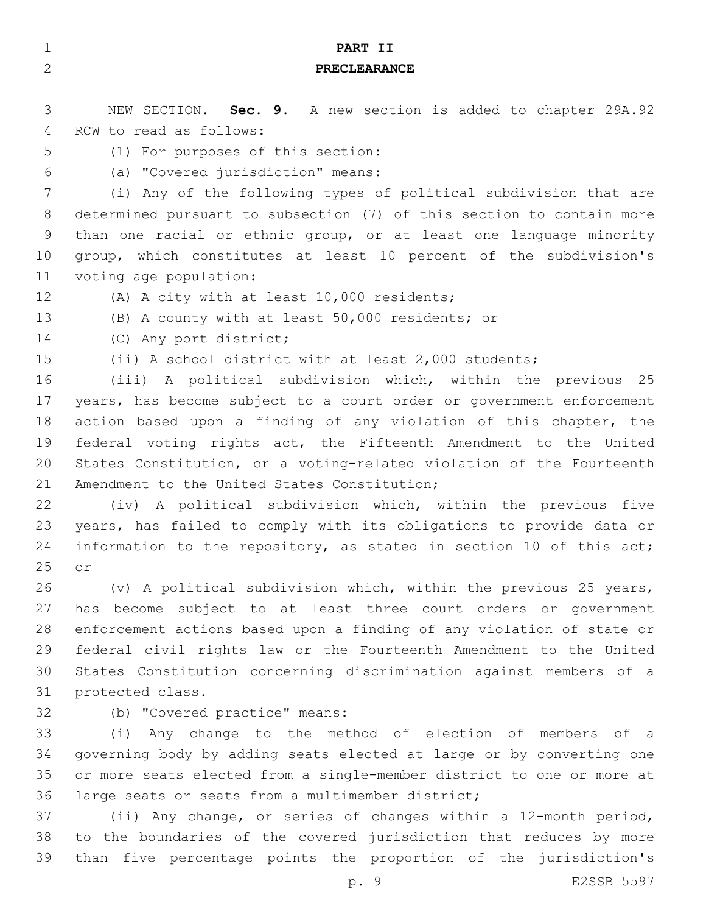**PART II**

**PRECLEARANCE**

NEW SECTION. **Sec. 9.** A new section is added to chapter 29A.92 RCW to read as follows:

(1) For purposes of this section:

(a) "Covered jurisdiction" means:

(i) Any of the following types of political subdivision that are determined pursuant to subsection (7) of this section to contain more than one racial or ethnic group, or at least one language minority group, which constitutes at least 10 percent of the subdivision's voting age population:

(A) A city with at least 10,000 residents;

(B) A county with at least 50,000 residents; or

(C) Any port district;

(ii) A school district with at least 2,000 students;

(iii) A political subdivision which, within the previous 25 years, has become subject to a court order or government enforcement action based upon a finding of any violation of this chapter, the federal voting rights act, the Fifteenth Amendment to the United States Constitution, or a voting-related violation of the Fourteenth Amendment to the United States Constitution;

(iv) A political subdivision which, within the previous five years, has failed to comply with its obligations to provide data or information to the repository, as stated in section 10 of this act; or

(v) A political subdivision which, within the previous 25 years, has become subject to at least three court orders or government enforcement actions based upon a finding of any violation of state or federal civil rights law or the Fourteenth Amendment to the United States Constitution concerning discrimination against members of a protected class.

(b) "Covered practice" means:

(i) Any change to the method of election of members of a governing body by adding seats elected at large or by converting one or more seats elected from a single-member district to one or more at large seats or seats from a multimember district;

(ii) Any change, or series of changes within a 12-month period, to the boundaries of the covered jurisdiction that reduces by more than five percentage points the proportion of the jurisdiction's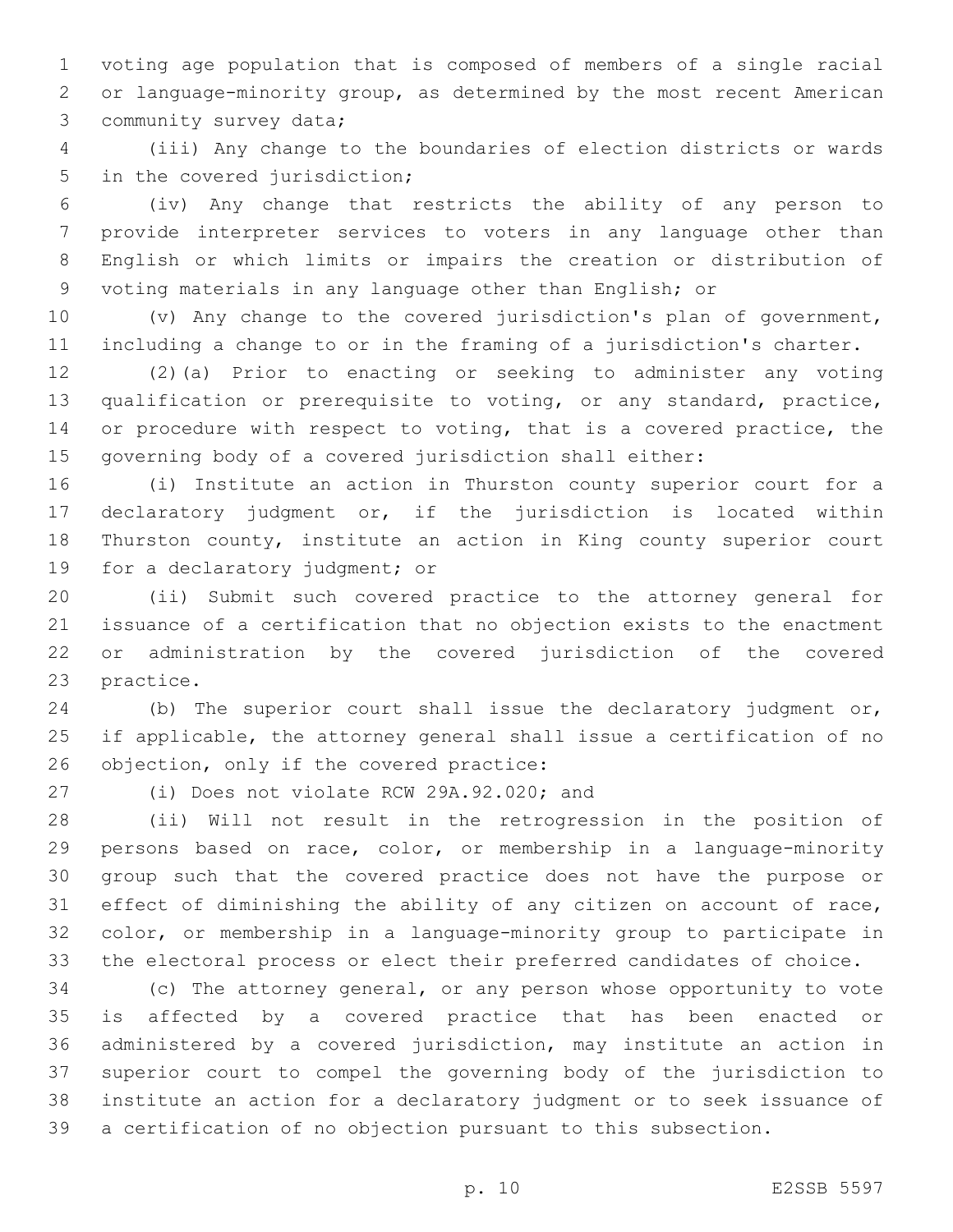voting age population that is composed of members of a single racial or language-minority group, as determined by the most recent American community survey data;

(iii) Any change to the boundaries of election districts or wards in the covered jurisdiction;

(iv) Any change that restricts the ability of any person to provide interpreter services to voters in any language other than English or which limits or impairs the creation or distribution of voting materials in any language other than English; or

(v) Any change to the covered jurisdiction's plan of government, including a change to or in the framing of a jurisdiction's charter.

(2)(a) Prior to enacting or seeking to administer any voting qualification or prerequisite to voting, or any standard, practice, or procedure with respect to voting, that is a covered practice, the governing body of a covered jurisdiction shall either:

(i) Institute an action in Thurston county superior court for a declaratory judgment or, if the jurisdiction is located within Thurston county, institute an action in King county superior court for a declaratory judgment; or

(ii) Submit such covered practice to the attorney general for issuance of a certification that no objection exists to the enactment or administration by the covered jurisdiction of the covered practice.

(b) The superior court shall issue the declaratory judgment or, if applicable, the attorney general shall issue a certification of no objection, only if the covered practice:

(i) Does not violate RCW 29A.92.020; and

(ii) Will not result in the retrogression in the position of persons based on race, color, or membership in a language-minority group such that the covered practice does not have the purpose or effect of diminishing the ability of any citizen on account of race, color, or membership in a language-minority group to participate in the electoral process or elect their preferred candidates of choice.

(c) The attorney general, or any person whose opportunity to vote is affected by a covered practice that has been enacted or administered by a covered jurisdiction, may institute an action in superior court to compel the governing body of the jurisdiction to institute an action for a declaratory judgment or to seek issuance of a certification of no objection pursuant to this subsection.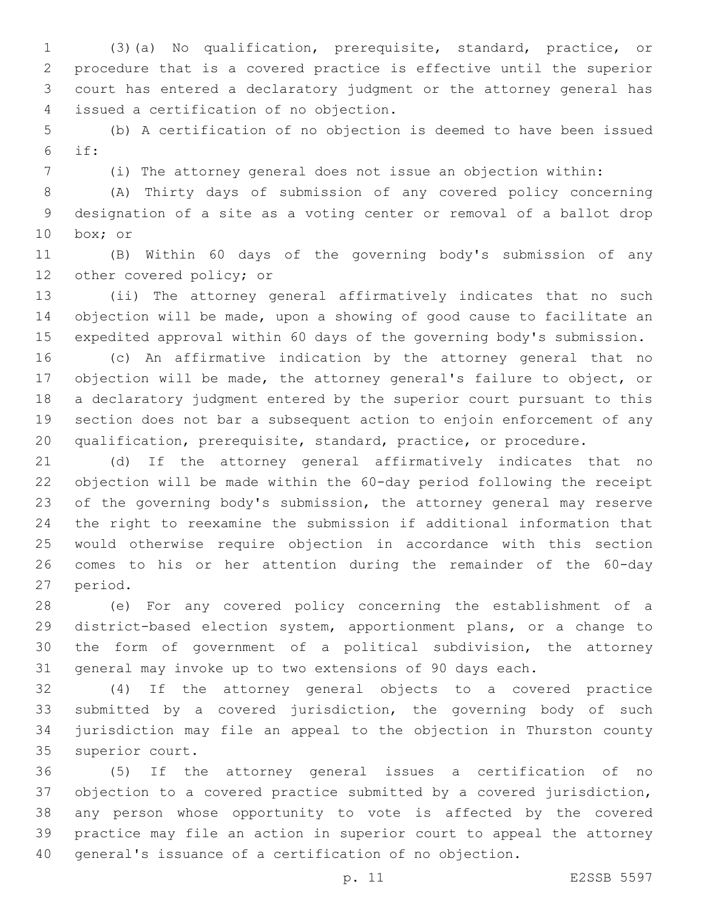(3)(a) No qualification, prerequisite, standard, practice, or procedure that is a covered practice is effective until the superior court has entered a declaratory judgment or the attorney general has issued a certification of no objection.

(b) A certification of no objection is deemed to have been issued if:

(i) The attorney general does not issue an objection within:

(A) Thirty days of submission of any covered policy concerning designation of a site as a voting center or removal of a ballot drop box; or

(B) Within 60 days of the governing body's submission of any other covered policy; or

(ii) The attorney general affirmatively indicates that no such objection will be made, upon a showing of good cause to facilitate an expedited approval within 60 days of the governing body's submission.

(c) An affirmative indication by the attorney general that no objection will be made, the attorney general's failure to object, or a declaratory judgment entered by the superior court pursuant to this section does not bar a subsequent action to enjoin enforcement of any qualification, prerequisite, standard, practice, or procedure.

(d) If the attorney general affirmatively indicates that no objection will be made within the 60-day period following the receipt of the governing body's submission, the attorney general may reserve the right to reexamine the submission if additional information that would otherwise require objection in accordance with this section comes to his or her attention during the remainder of the 60-day period.

(e) For any covered policy concerning the establishment of a district-based election system, apportionment plans, or a change to the form of government of a political subdivision, the attorney general may invoke up to two extensions of 90 days each.

(4) If the attorney general objects to a covered practice submitted by a covered jurisdiction, the governing body of such jurisdiction may file an appeal to the objection in Thurston county superior court.

(5) If the attorney general issues a certification of no objection to a covered practice submitted by a covered jurisdiction, any person whose opportunity to vote is affected by the covered practice may file an action in superior court to appeal the attorney general's issuance of a certification of no objection.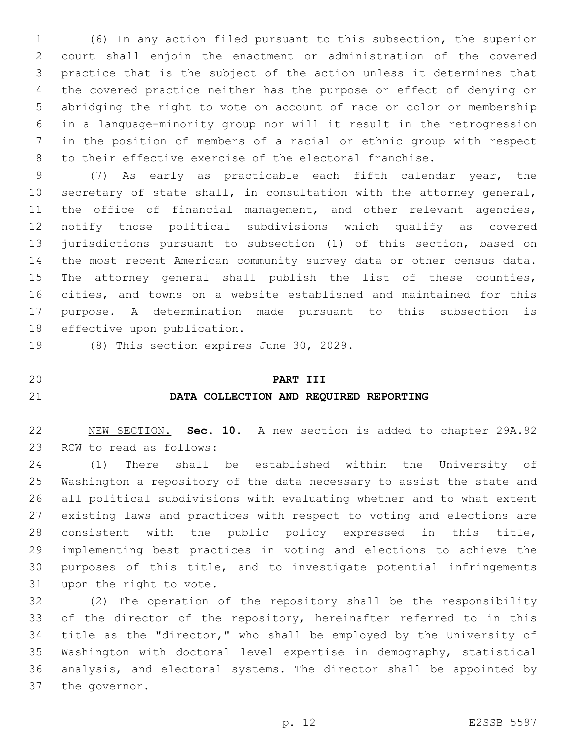(6) In any action filed pursuant to this subsection, the superior court shall enjoin the enactment or administration of the covered practice that is the subject of the action unless it determines that the covered practice neither has the purpose or effect of denying or abridging the right to vote on account of race or color or membership in a language-minority group nor will it result in the retrogression in the position of members of a racial or ethnic group with respect to their effective exercise of the electoral franchise.

(7) As early as practicable each fifth calendar year, the secretary of state shall, in consultation with the attorney general, the office of financial management, and other relevant agencies, notify those political subdivisions which qualify as covered jurisdictions pursuant to subsection (1) of this section, based on the most recent American community survey data or other census data. The attorney general shall publish the list of these counties, cities, and towns on a website established and maintained for this purpose. A determination made pursuant to this subsection is effective upon publication.

(8) This section expires June 30, 2029.

## PART III
## DATA COLLECTION AND REQUIRED REPORTING

NEW SECTION. **Sec. 10.** A new section is added to chapter 29A.92 RCW to read as follows:

(1) There shall be established within the University of Washington a repository of the data necessary to assist the state and all political subdivisions with evaluating whether and to what extent existing laws and practices with respect to voting and elections are consistent with the public policy expressed in this title, implementing best practices in voting and elections to achieve the purposes of this title, and to investigate potential infringements upon the right to vote.

(2) The operation of the repository shall be the responsibility of the director of the repository, hereinafter referred to in this title as the "director," who shall be employed by the University of Washington with doctoral level expertise in demography, statistical analysis, and electoral systems. The director shall be appointed by the governor.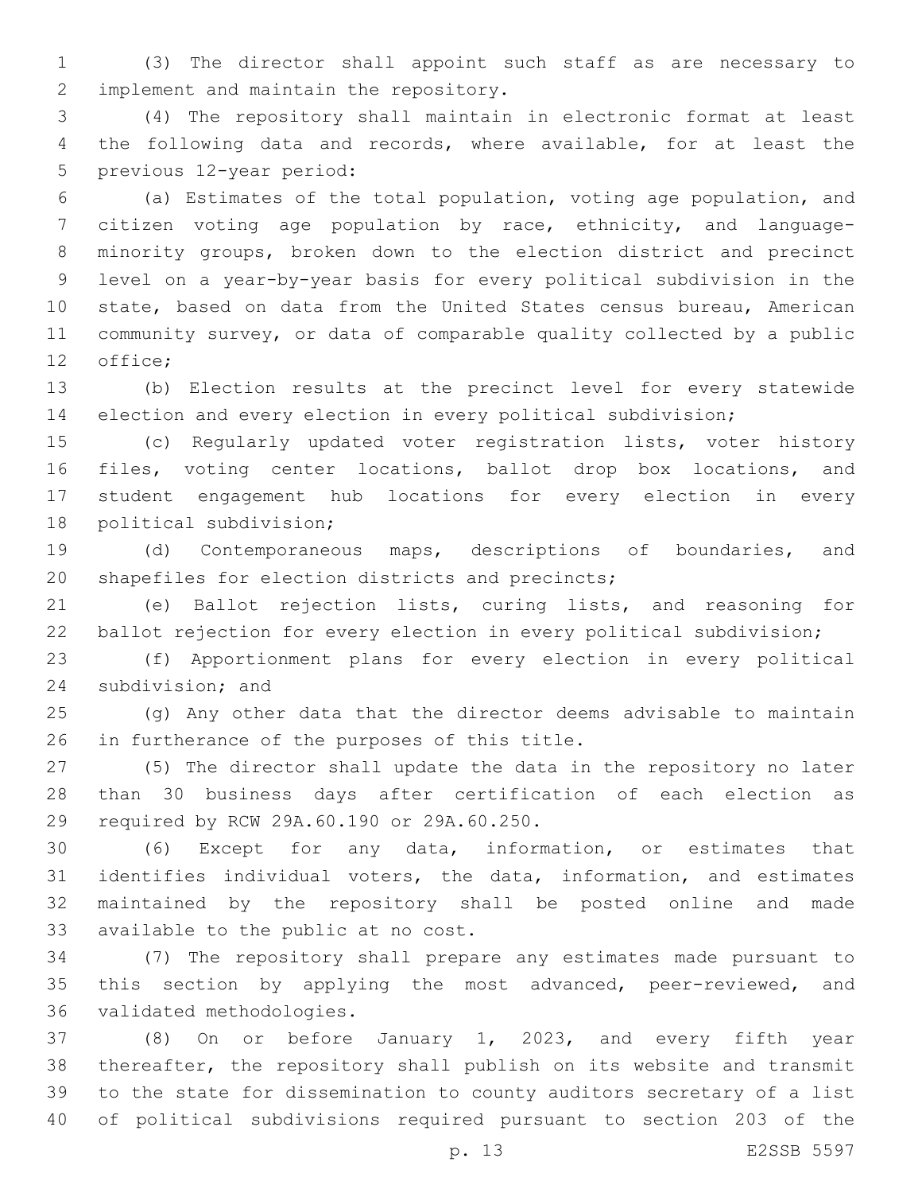(3) The director shall appoint such staff as are necessary to implement and maintain the repository.

(4) The repository shall maintain in electronic format at least the following data and records, where available, for at least the previous 12-year period:

(a) Estimates of the total population, voting age population, and citizen voting age population by race, ethnicity, and language-minority groups, broken down to the election district and precinct level on a year-by-year basis for every political subdivision in the state, based on data from the United States census bureau, American community survey, or data of comparable quality collected by a public office;

(b) Election results at the precinct level for every statewide election and every election in every political subdivision;

(c) Regularly updated voter registration lists, voter history files, voting center locations, ballot drop box locations, and student engagement hub locations for every election in every political subdivision;

(d) Contemporaneous maps, descriptions of boundaries, and shapefiles for election districts and precincts;

(e) Ballot rejection lists, curing lists, and reasoning for ballot rejection for every election in every political subdivision;

(f) Apportionment plans for every election in every political subdivision; and

(g) Any other data that the director deems advisable to maintain in furtherance of the purposes of this title.

(5) The director shall update the data in the repository no later than 30 business days after certification of each election as required by RCW 29A.60.190 or 29A.60.250.

(6) Except for any data, information, or estimates that identifies individual voters, the data, information, and estimates maintained by the repository shall be posted online and made available to the public at no cost.

(7) The repository shall prepare any estimates made pursuant to this section by applying the most advanced, peer-reviewed, and validated methodologies.

(8) On or before January 1, 2023, and every fifth year thereafter, the repository shall publish on its website and transmit to the state for dissemination to county auditors secretary of a list of political subdivisions required pursuant to section 203 of the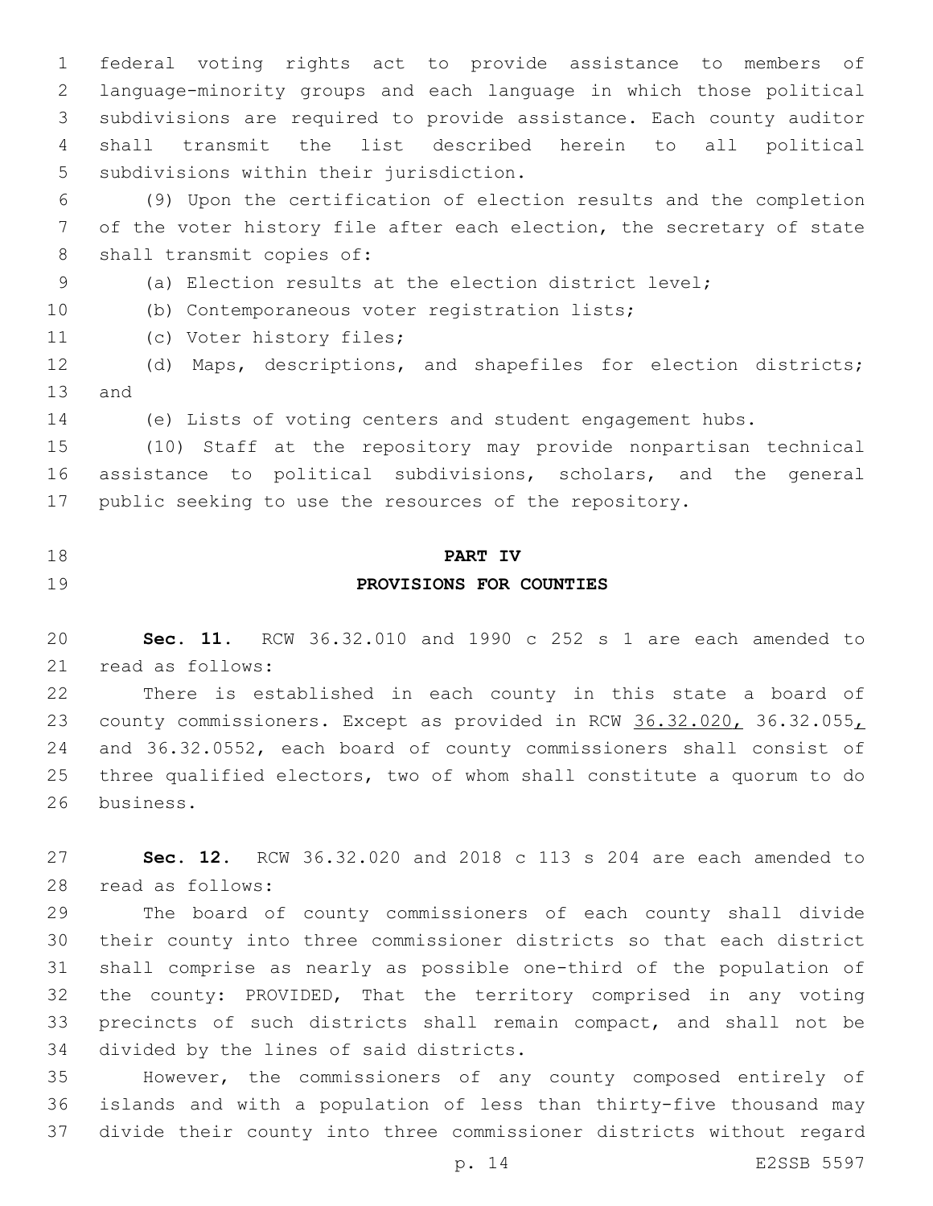federal voting rights act to provide assistance to members of language-minority groups and each language in which those political subdivisions are required to provide assistance. Each county auditor shall transmit the list described herein to all political subdivisions within their jurisdiction.

(9) Upon the certification of election results and the completion of the voter history file after each election, the secretary of state shall transmit copies of:

(a) Election results at the election district level;

(b) Contemporaneous voter registration lists;

(c) Voter history files;

(d) Maps, descriptions, and shapefiles for election districts; and

(e) Lists of voting centers and student engagement hubs.

(10) Staff at the repository may provide nonpartisan technical assistance to political subdivisions, scholars, and the general public seeking to use the resources of the repository.

## PART IV
## PROVISIONS FOR COUNTIES

**Sec. 11.** RCW 36.32.010 and 1990 c 252 s 1 are each amended to read as follows:

There is established in each county in this state a board of county commissioners. Except as provided in RCW 36.32.020, 36.32.055, and 36.32.0552, each board of county commissioners shall consist of three qualified electors, two of whom shall constitute a quorum to do business.

**Sec. 12.** RCW 36.32.020 and 2018 c 113 s 204 are each amended to read as follows:

The board of county commissioners of each county shall divide their county into three commissioner districts so that each district shall comprise as nearly as possible one-third of the population of the county: PROVIDED, That the territory comprised in any voting precincts of such districts shall remain compact, and shall not be divided by the lines of said districts.

However, the commissioners of any county composed entirely of islands and with a population of less than thirty-five thousand may divide their county into three commissioner districts without regard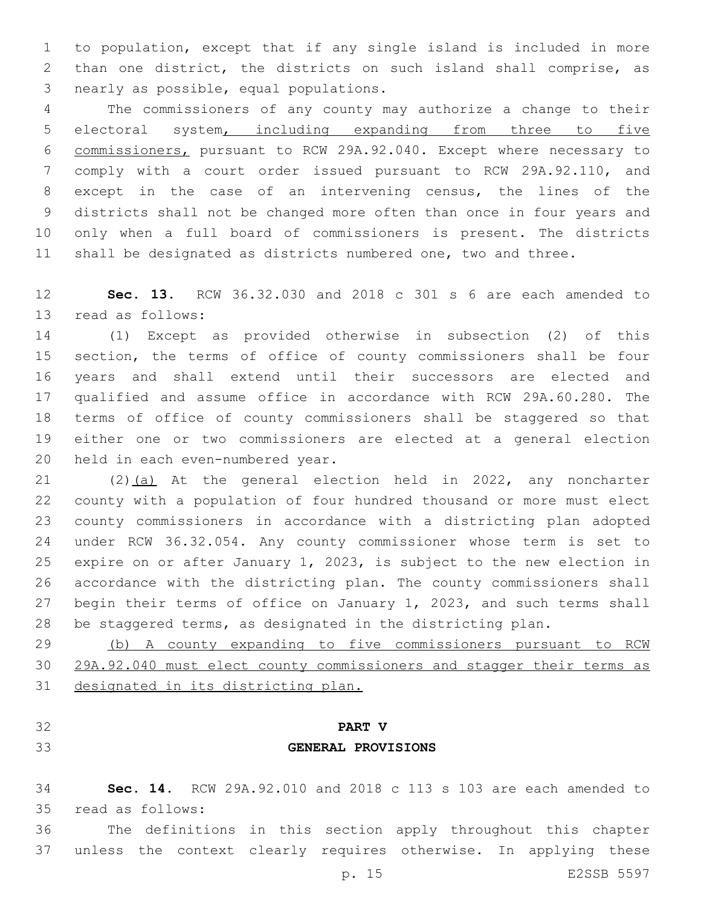to population, except that if any single island is included in more than one district, the districts on such island shall comprise, as nearly as possible, equal populations.

The commissioners of any county may authorize a change to their electoral system, including expanding from three to five commissioners, pursuant to RCW 29A.92.040. Except where necessary to comply with a court order issued pursuant to RCW 29A.92.110, and except in the case of an intervening census, the lines of the districts shall not be changed more often than once in four years and only when a full board of commissioners is present. The districts shall be designated as districts numbered one, two and three.

**Sec. 13.** RCW 36.32.030 and 2018 c 301 s 6 are each amended to read as follows:

(1) Except as provided otherwise in subsection (2) of this section, the terms of office of county commissioners shall be four years and shall extend until their successors are elected and qualified and assume office in accordance with RCW 29A.60.280. The terms of office of county commissioners shall be staggered so that either one or two commissioners are elected at a general election held in each even-numbered year.

(2)(a) At the general election held in 2022, any noncharter county with a population of four hundred thousand or more must elect county commissioners in accordance with a districting plan adopted under RCW 36.32.054. Any county commissioner whose term is set to expire on or after January 1, 2023, is subject to the new election in accordance with the districting plan. The county commissioners shall begin their terms of office on January 1, 2023, and such terms shall be staggered terms, as designated in the districting plan.

(b) A county expanding to five commissioners pursuant to RCW 29A.92.040 must elect county commissioners and stagger their terms as designated in its districting plan.

## PART V

## GENERAL PROVISIONS

**Sec. 14.** RCW 29A.92.010 and 2018 c 113 s 103 are each amended to read as follows:

The definitions in this section apply throughout this chapter unless the context clearly requires otherwise. In applying these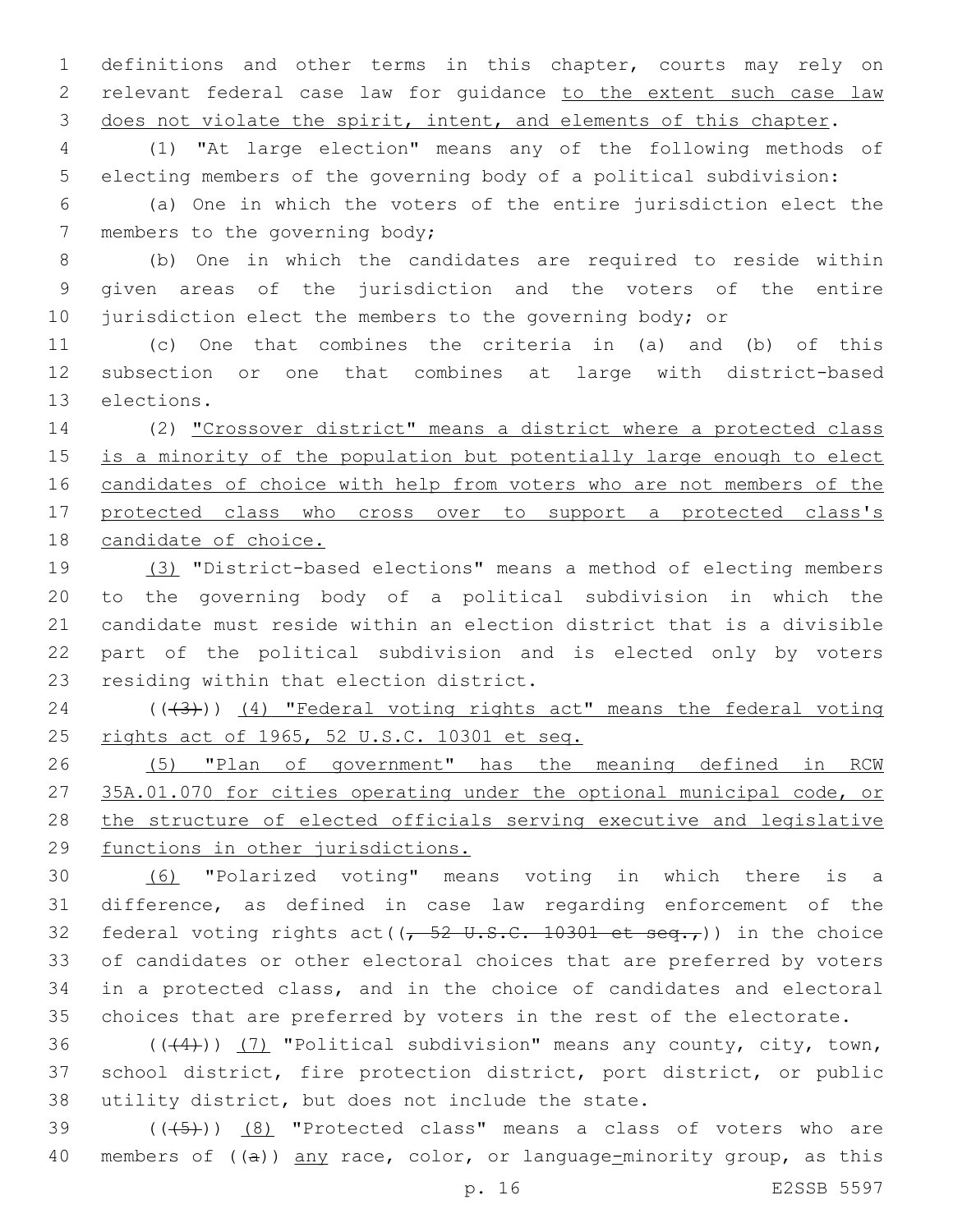definitions and other terms in this chapter, courts may rely on relevant federal case law for guidance to the extent such case law does not violate the spirit, intent, and elements of this chapter.

(1) "At large election" means any of the following methods of electing members of the governing body of a political subdivision:

(a) One in which the voters of the entire jurisdiction elect the members to the governing body;

(b) One in which the candidates are required to reside within given areas of the jurisdiction and the voters of the entire jurisdiction elect the members to the governing body; or

(c) One that combines the criteria in (a) and (b) of this subsection or one that combines at large with district-based elections.

(2) "Crossover district" means a district where a protected class is a minority of the population but potentially large enough to elect candidates of choice with help from voters who are not members of the protected class who cross over to support a protected class's candidate of choice.

(3) "District-based elections" means a method of electing members to the governing body of a political subdivision in which the candidate must reside within an election district that is a divisible part of the political subdivision and is elected only by voters residing within that election district.

(((3))) (4) "Federal voting rights act" means the federal voting rights act of 1965, 52 U.S.C. 10301 et seq.

(5) "Plan of government" has the meaning defined in RCW 35A.01.070 for cities operating under the optional municipal code, or the structure of elected officials serving executive and legislative functions in other jurisdictions.

(6) "Polarized voting" means voting in which there is a difference, as defined in case law regarding enforcement of the federal voting rights act((, 52 U.S.C. 10301 et seq.,)) in the choice of candidates or other electoral choices that are preferred by voters in a protected class, and in the choice of candidates and electoral choices that are preferred by voters in the rest of the electorate.

(((4))) (7) "Political subdivision" means any county, city, town, school district, fire protection district, port district, or public utility district, but does not include the state.

(((5))) (8) "Protected class" means a class of voters who are members of ((a)) any race, color, or language-minority group, as this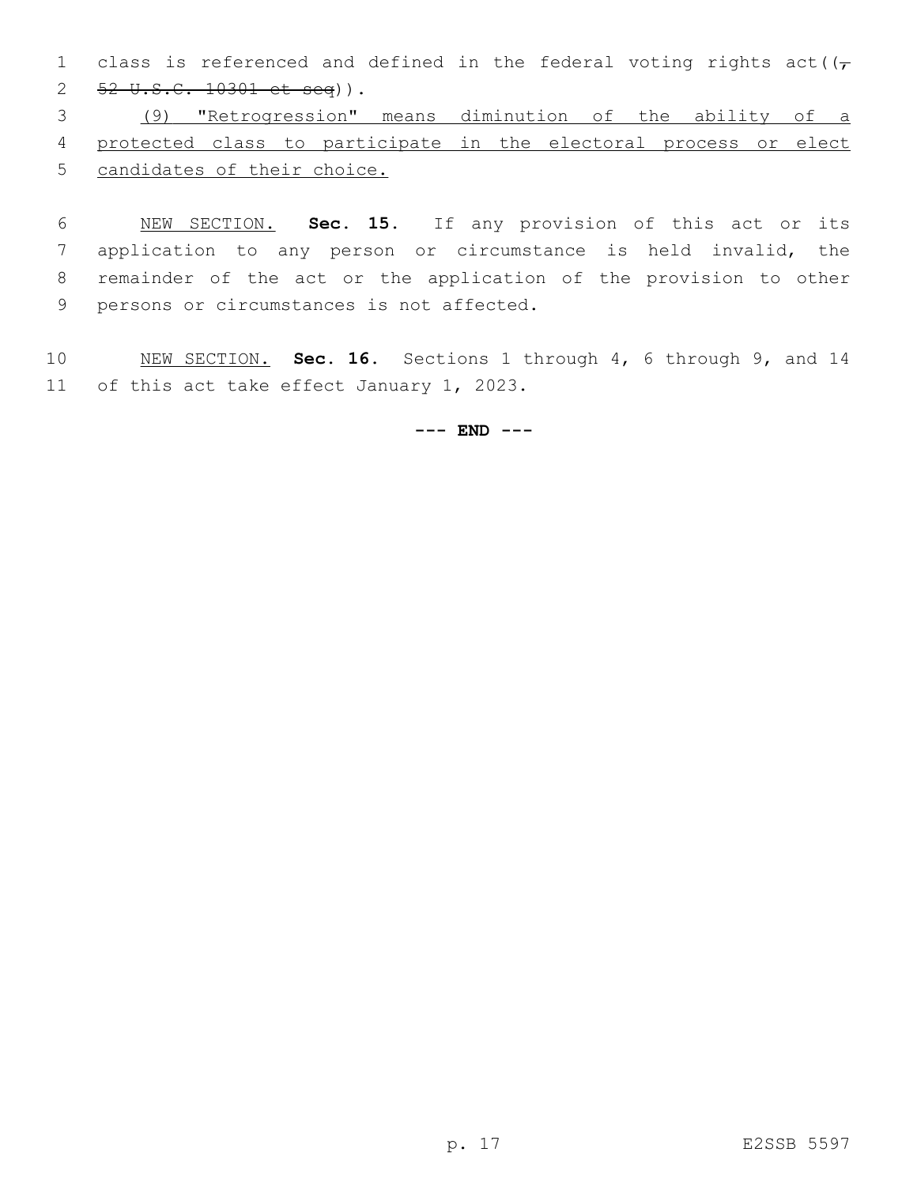class is referenced and defined in the federal voting rights act((, ~~52 U.S.C. 10301 et seq~~)).

(9) "Retrogression" means diminution of the ability of a protected class to participate in the electoral process or elect candidates of their choice.

NEW SECTION. **Sec. 15.** If any provision of this act or its application to any person or circumstance is held invalid, the remainder of the act or the application of the provision to other persons or circumstances is not affected.

NEW SECTION. **Sec. 16.** Sections 1 through 4, 6 through 9, and 14 of this act take effect January 1, 2023.

**--- END ---**